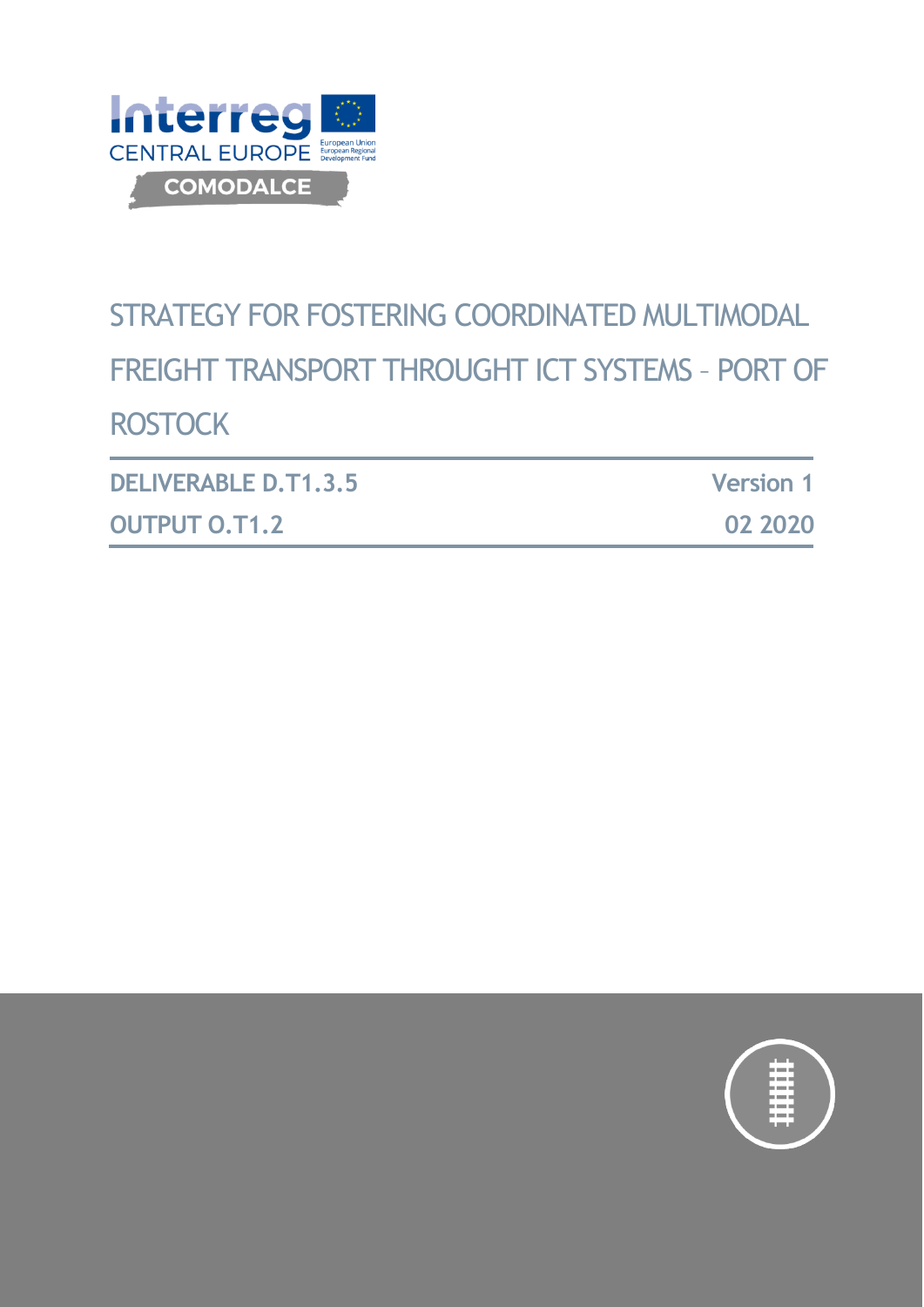Interreg CENTRAL EUROPE

European Union
European Regional Development Fund

COMODALCE

# STRATEGY FOR FOSTERING COORDINATED MULTIMODAL FREIGHT TRANSPORT THROUGHT ICT SYSTEMS – PORT OF ROSTOCK

| **DELIVERABLE D.T1.3.5** | **Version 1** |
|---|---|
| **OUTPUT O.T1.2** | **02 2020** |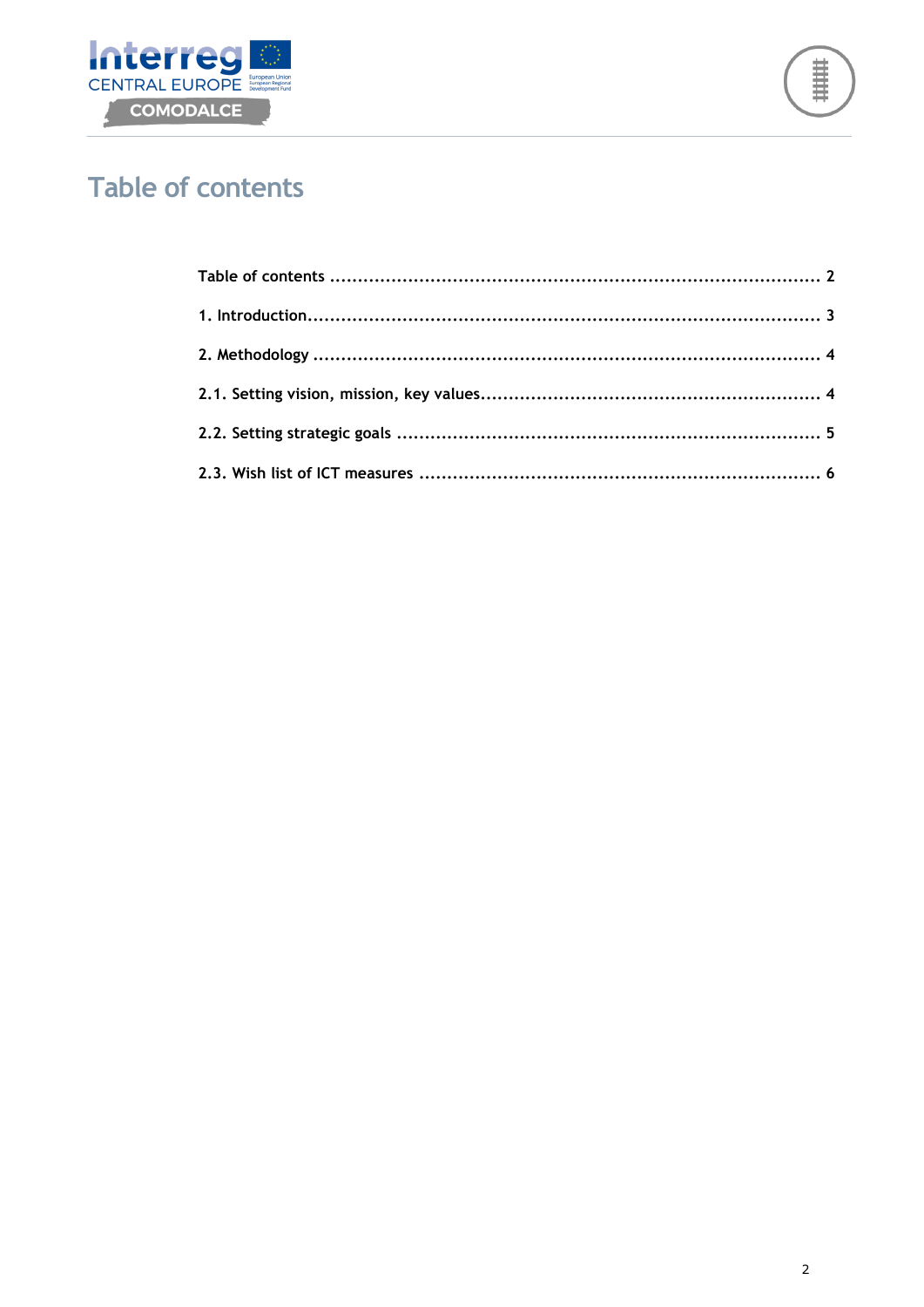# Table of contents

Table of contents ........................................................................................ 2

1. Introduction............................................................................................. 3

2. Methodology ........................................................................................... 4

2.1. Setting vision, mission, key values............................................................ 4

2.2. Setting strategic goals ............................................................................ 5

2.3. Wish list of ICT measures ........................................................................ 6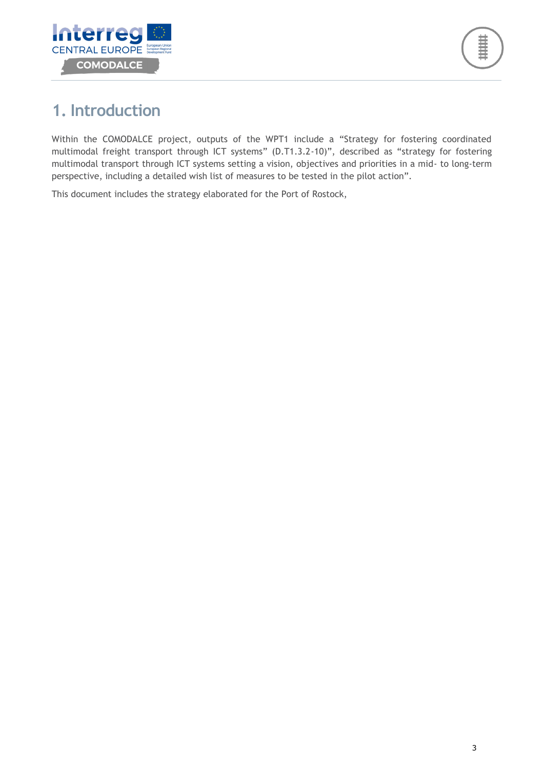# 1. Introduction

Within the COMODALCE project, outputs of the WPT1 include a "Strategy for fostering coordinated multimodal freight transport through ICT systems" (D.T1.3.2-10)", described as "strategy for fostering multimodal transport through ICT systems setting a vision, objectives and priorities in a mid- to long-term perspective, including a detailed wish list of measures to be tested in the pilot action".

This document includes the strategy elaborated for the Port of Rostock,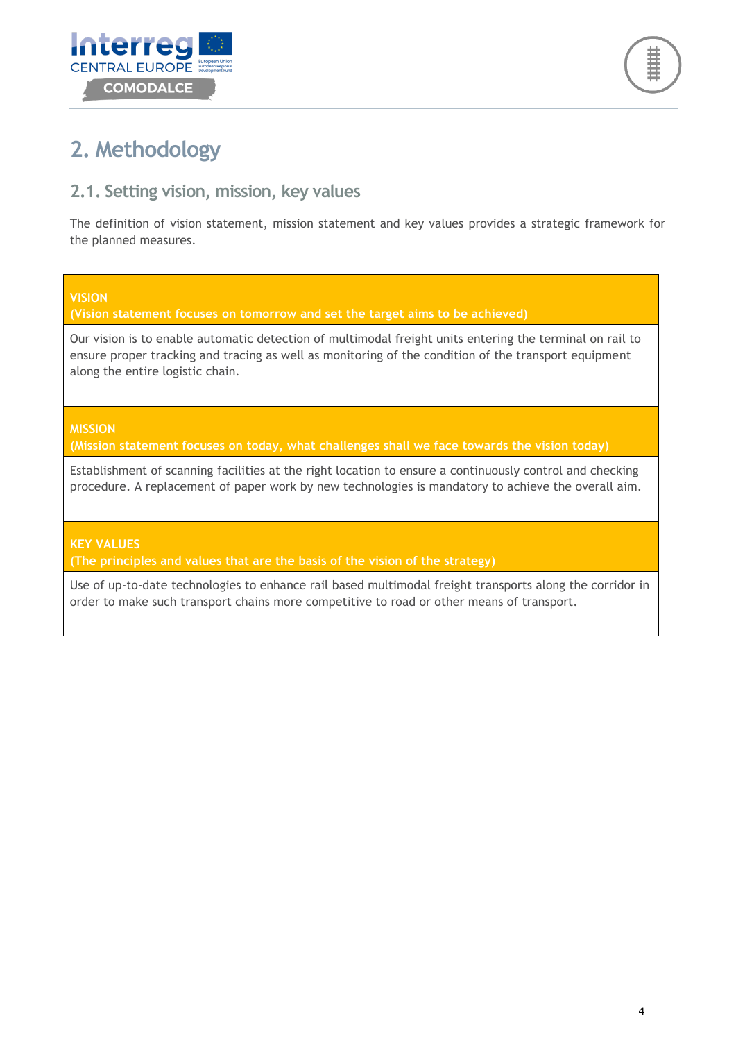# 2. Methodology

## 2.1. Setting vision, mission, key values

The definition of vision statement, mission statement and key values provides a strategic framework for the planned measures.

| **VISION**<br>**(Vision statement focuses on tomorrow and set the target aims to be achieved)** |
|---|
| Our vision is to enable automatic detection of multimodal freight units entering the terminal on rail to ensure proper tracking and tracing as well as monitoring of the condition of the transport equipment along the entire logistic chain. |
| **MISSION**<br>**(Mission statement focuses on today, what challenges shall we face towards the vision today)** |
| Establishment of scanning facilities at the right location to ensure a continuously control and checking procedure. A replacement of paper work by new technologies is mandatory to achieve the overall aim. |
| **KEY VALUES**<br>**(The principles and values that are the basis of the vision of the strategy)** |
| Use of up-to-date technologies to enhance rail based multimodal freight transports along the corridor in order to make such transport chains more competitive to road or other means of transport. |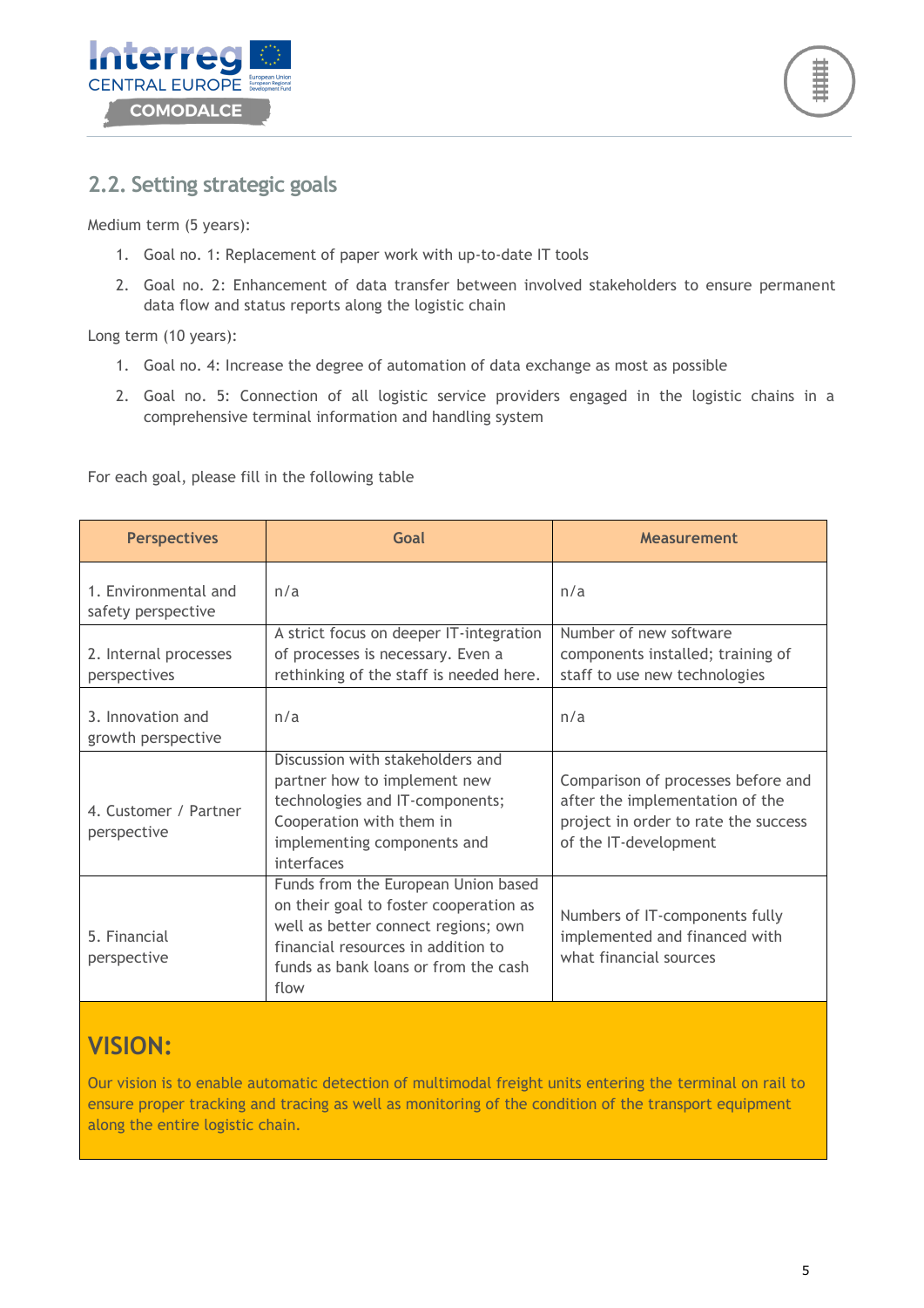## 2.2. Setting strategic goals

Medium term (5 years):

1. Goal no. 1: Replacement of paper work with up-to-date IT tools
2. Goal no. 2: Enhancement of data transfer between involved stakeholders to ensure permanent data flow and status reports along the logistic chain

Long term (10 years):

1. Goal no. 4: Increase the degree of automation of data exchange as most as possible
2. Goal no. 5: Connection of all logistic service providers engaged in the logistic chains in a comprehensive terminal information and handling system

For each goal, please fill in the following table

| Perspectives | Goal | Measurement |
|---|---|---|
| 1. Environmental and safety perspective | n/a | n/a |
| 2. Internal processes perspectives | A strict focus on deeper IT-integration of processes is necessary. Even a rethinking of the staff is needed here. | Number of new software components installed; training of staff to use new technologies |
| 3. Innovation and growth perspective | n/a | n/a |
| 4. Customer / Partner perspective | Discussion with stakeholders and partner how to implement new technologies and IT-components; Cooperation with them in implementing components and interfaces | Comparison of processes before and after the implementation of the project in order to rate the success of the IT-development |
| 5. Financial perspective | Funds from the European Union based on their goal to foster cooperation as well as better connect regions; own financial resources in addition to funds as bank loans or from the cash flow | Numbers of IT-components fully implemented and financed with what financial sources |

## VISION:

Our vision is to enable automatic detection of multimodal freight units entering the terminal on rail to ensure proper tracking and tracing as well as monitoring of the condition of the transport equipment along the entire logistic chain.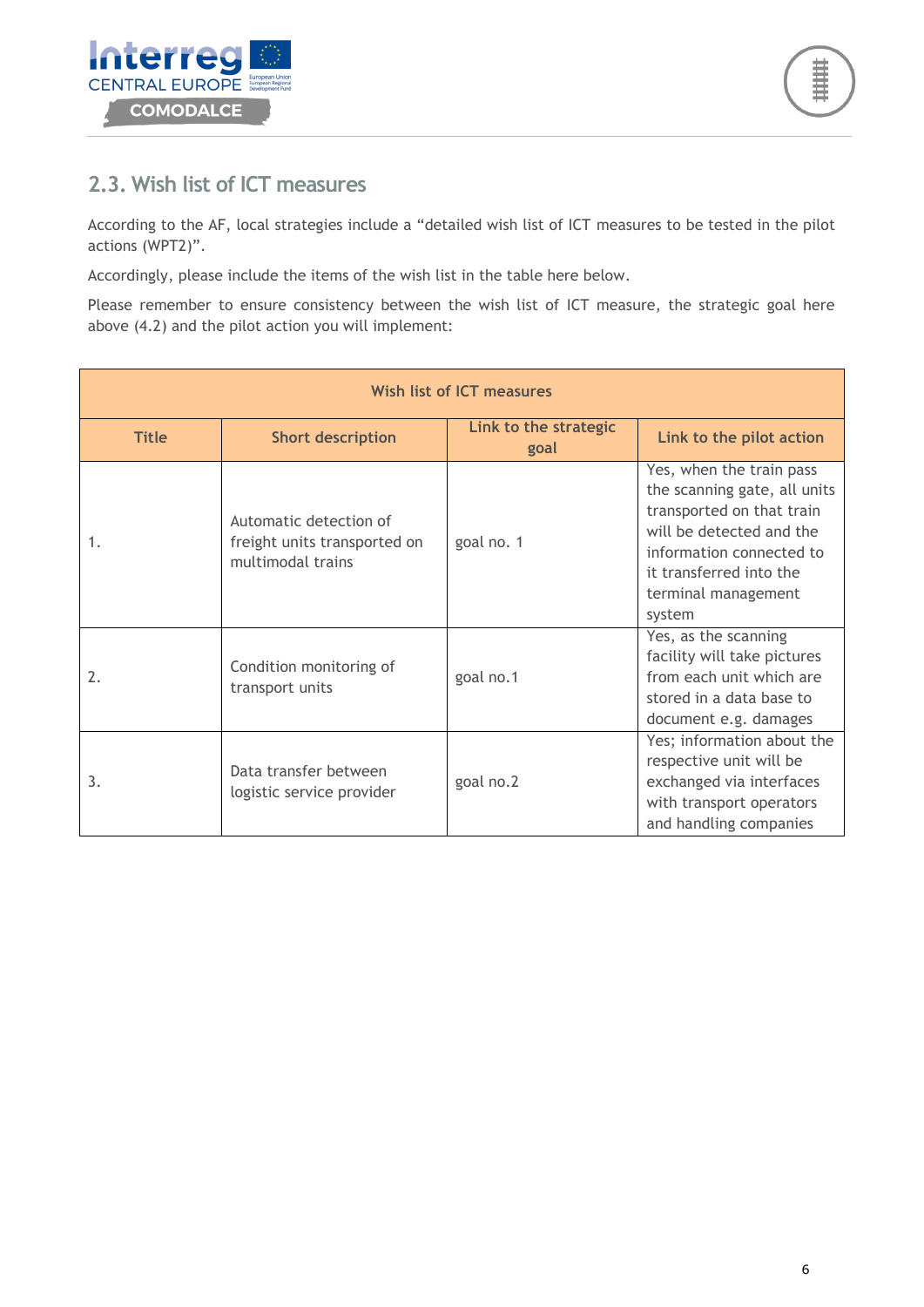## 2.3. Wish list of ICT measures

According to the AF, local strategies include a "detailed wish list of ICT measures to be tested in the pilot actions (WPT2)".

Accordingly, please include the items of the wish list in the table here below.

Please remember to ensure consistency between the wish list of ICT measure, the strategic goal here above (4.2) and the pilot action you will implement:

| Wish list of ICT measures | | | |
|---|---|---|---|
| **Title** | **Short description** | **Link to the strategic goal** | **Link to the pilot action** |
| 1. | Automatic detection of freight units transported on multimodal trains | goal no. 1 | Yes, when the train pass the scanning gate, all units transported on that train will be detected and the information connected to it transferred into the terminal management system |
| 2. | Condition monitoring of transport units | goal no.1 | Yes, as the scanning facility will take pictures from each unit which are stored in a data base to document e.g. damages |
| 3. | Data transfer between logistic service provider | goal no.2 | Yes; information about the respective unit will be exchanged via interfaces with transport operators and handling companies |